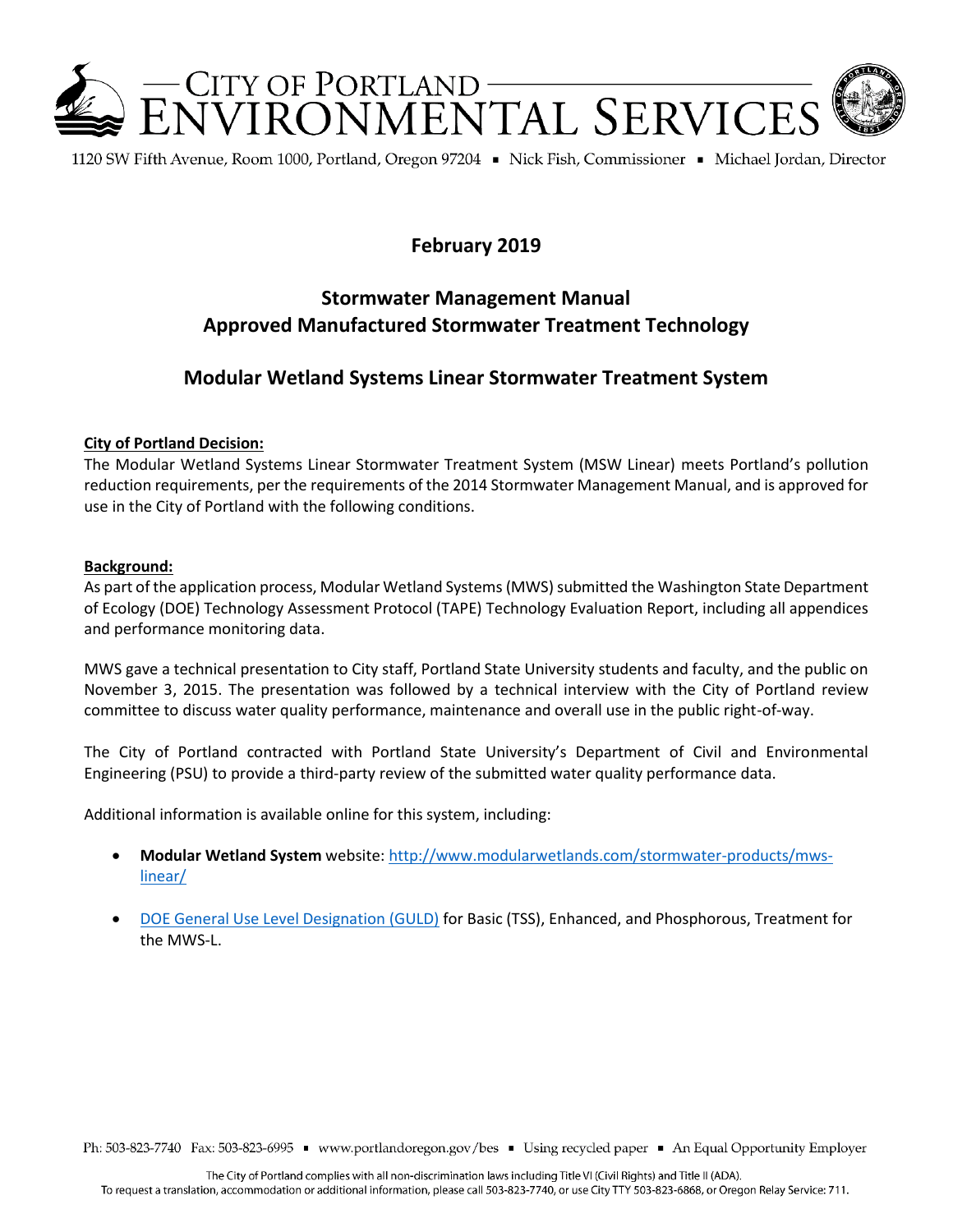# CITY OF PORTLAND ENVIRONMENTAL SERVICES

1120 SW Fifth Avenue, Room 1000, Portland, Oregon 97204 ▪ Nick Fish, Commissioner ▪ Michael Jordan, Director

**February 2019**

## Stormwater Management Manual
## Approved Manufactured Stormwater Treatment Technology

## Modular Wetland Systems Linear Stormwater Treatment System

**City of Portland Decision:**

The Modular Wetland Systems Linear Stormwater Treatment System (MSW Linear) meets Portland's pollution reduction requirements, per the requirements of the 2014 Stormwater Management Manual, and is approved for use in the City of Portland with the following conditions.

**Background:**

As part of the application process, Modular Wetland Systems (MWS) submitted the Washington State Department of Ecology (DOE) Technology Assessment Protocol (TAPE) Technology Evaluation Report, including all appendices and performance monitoring data.

MWS gave a technical presentation to City staff, Portland State University students and faculty, and the public on November 3, 2015. The presentation was followed by a technical interview with the City of Portland review committee to discuss water quality performance, maintenance and overall use in the public right-of-way.

The City of Portland contracted with Portland State University's Department of Civil and Environmental Engineering (PSU) to provide a third-party review of the submitted water quality performance data.

Additional information is available online for this system, including:

- **Modular Wetland System** website: http://www.modularwetlands.com/stormwater-products/mws-linear/
- DOE General Use Level Designation (GULD) for Basic (TSS), Enhanced, and Phosphorous, Treatment for the MWS-L.

Ph: 503-823-7740 Fax: 503-823-6995 ▪ www.portlandoregon.gov/bes ▪ Using recycled paper ▪ An Equal Opportunity Employer

The City of Portland complies with all non-discrimination laws including Title VI (Civil Rights) and Title II (ADA).
To request a translation, accommodation or additional information, please call 503-823-7740, or use City TTY 503-823-6868, or Oregon Relay Service: 711.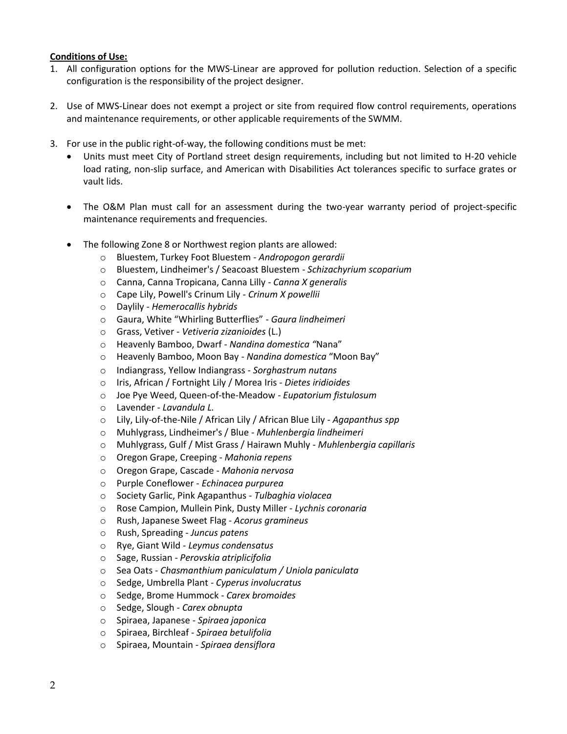**Conditions of Use:**

1. All configuration options for the MWS-Linear are approved for pollution reduction. Selection of a specific configuration is the responsibility of the project designer.

2. Use of MWS-Linear does not exempt a project or site from required flow control requirements, operations and maintenance requirements, or other applicable requirements of the SWMM.

3. For use in the public right-of-way, the following conditions must be met:
   - Units must meet City of Portland street design requirements, including but not limited to H-20 vehicle load rating, non-slip surface, and American with Disabilities Act tolerances specific to surface grates or vault lids.
   - The O&M Plan must call for an assessment during the two-year warranty period of project-specific maintenance requirements and frequencies.
   - The following Zone 8 or Northwest region plants are allowed:
     - Bluestem, Turkey Foot Bluestem - *Andropogon gerardii*
     - Bluestem, Lindheimer's / Seacoast Bluestem - *Schizachyrium scoparium*
     - Canna, Canna Tropicana, Canna Lilly - *Canna X generalis*
     - Cape Lily, Powell's Crinum Lily - *Crinum X powellii*
     - Daylily - *Hemerocallis hybrids*
     - Gaura, White "Whirling Butterflies" - *Gaura lindheimeri*
     - Grass, Vetiver - *Vetiveria zizanioides* (L.)
     - Heavenly Bamboo, Dwarf - *Nandina domestica "*Nana"
     - Heavenly Bamboo, Moon Bay - *Nandina domestica* "Moon Bay"
     - Indiangrass, Yellow Indiangrass - *Sorghastrum nutans*
     - Iris, African / Fortnight Lily / Morea Iris - *Dietes iridioides*
     - Joe Pye Weed, Queen-of-the-Meadow - *Eupatorium fistulosum*
     - Lavender - *Lavandula L.*
     - Lily, Lily-of-the-Nile / African Lily / African Blue Lily - *Agapanthus spp*
     - Muhlygrass, Lindheimer's / Blue - *Muhlenbergia lindheimeri*
     - Muhlygrass, Gulf / Mist Grass / Hairawn Muhly - *Muhlenbergia capillaris*
     - Oregon Grape, Creeping - *Mahonia repens*
     - Oregon Grape, Cascade - *Mahonia nervosa*
     - Purple Coneflower - *Echinacea purpurea*
     - Society Garlic, Pink Agapanthus - *Tulbaghia violacea*
     - Rose Campion, Mullein Pink, Dusty Miller - *Lychnis coronaria*
     - Rush, Japanese Sweet Flag - *Acorus gramineus*
     - Rush, Spreading - *Juncus patens*
     - Rye, Giant Wild - *Leymus condensatus*
     - Sage, Russian - *Perovskia atriplicifolia*
     - Sea Oats - *Chasmanthium paniculatum / Uniola paniculata*
     - Sedge, Umbrella Plant - *Cyperus involucratus*
     - Sedge, Brome Hummock - *Carex bromoides*
     - Sedge, Slough - *Carex obnupta*
     - Spiraea, Japanese - *Spiraea japonica*
     - Spiraea, Birchleaf - *Spiraea betulifolia*
     - Spiraea, Mountain - *Spiraea densiflora*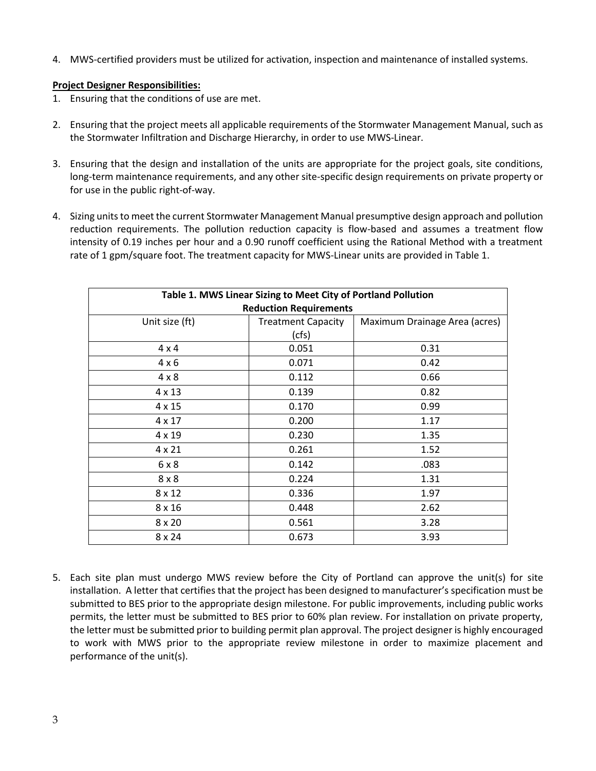4. MWS-certified providers must be utilized for activation, inspection and maintenance of installed systems.

**Project Designer Responsibilities:**

1. Ensuring that the conditions of use are met.
2. Ensuring that the project meets all applicable requirements of the Stormwater Management Manual, such as the Stormwater Infiltration and Discharge Hierarchy, in order to use MWS-Linear.
3. Ensuring that the design and installation of the units are appropriate for the project goals, site conditions, long-term maintenance requirements, and any other site-specific design requirements on private property or for use in the public right-of-way.
4. Sizing units to meet the current Stormwater Management Manual presumptive design approach and pollution reduction requirements. The pollution reduction capacity is flow-based and assumes a treatment flow intensity of 0.19 inches per hour and a 0.90 runoff coefficient using the Rational Method with a treatment rate of 1 gpm/square foot. The treatment capacity for MWS-Linear units are provided in Table 1.

| **Table 1. MWS Linear Sizing to Meet City of Portland Pollution Reduction Requirements** | | |
|---|---|---|
| Unit size (ft) | Treatment Capacity (cfs) | Maximum Drainage Area (acres) |
| 4 x 4 | 0.051 | 0.31 |
| 4 x 6 | 0.071 | 0.42 |
| 4 x 8 | 0.112 | 0.66 |
| 4 x 13 | 0.139 | 0.82 |
| 4 x 15 | 0.170 | 0.99 |
| 4 x 17 | 0.200 | 1.17 |
| 4 x 19 | 0.230 | 1.35 |
| 4 x 21 | 0.261 | 1.52 |
| 6 x 8 | 0.142 | .083 |
| 8 x 8 | 0.224 | 1.31 |
| 8 x 12 | 0.336 | 1.97 |
| 8 x 16 | 0.448 | 2.62 |
| 8 x 20 | 0.561 | 3.28 |
| 8 x 24 | 0.673 | 3.93 |

5. Each site plan must undergo MWS review before the City of Portland can approve the unit(s) for site installation. A letter that certifies that the project has been designed to manufacturer's specification must be submitted to BES prior to the appropriate design milestone. For public improvements, including public works permits, the letter must be submitted to BES prior to 60% plan review. For installation on private property, the letter must be submitted prior to building permit plan approval. The project designer is highly encouraged to work with MWS prior to the appropriate review milestone in order to maximize placement and performance of the unit(s).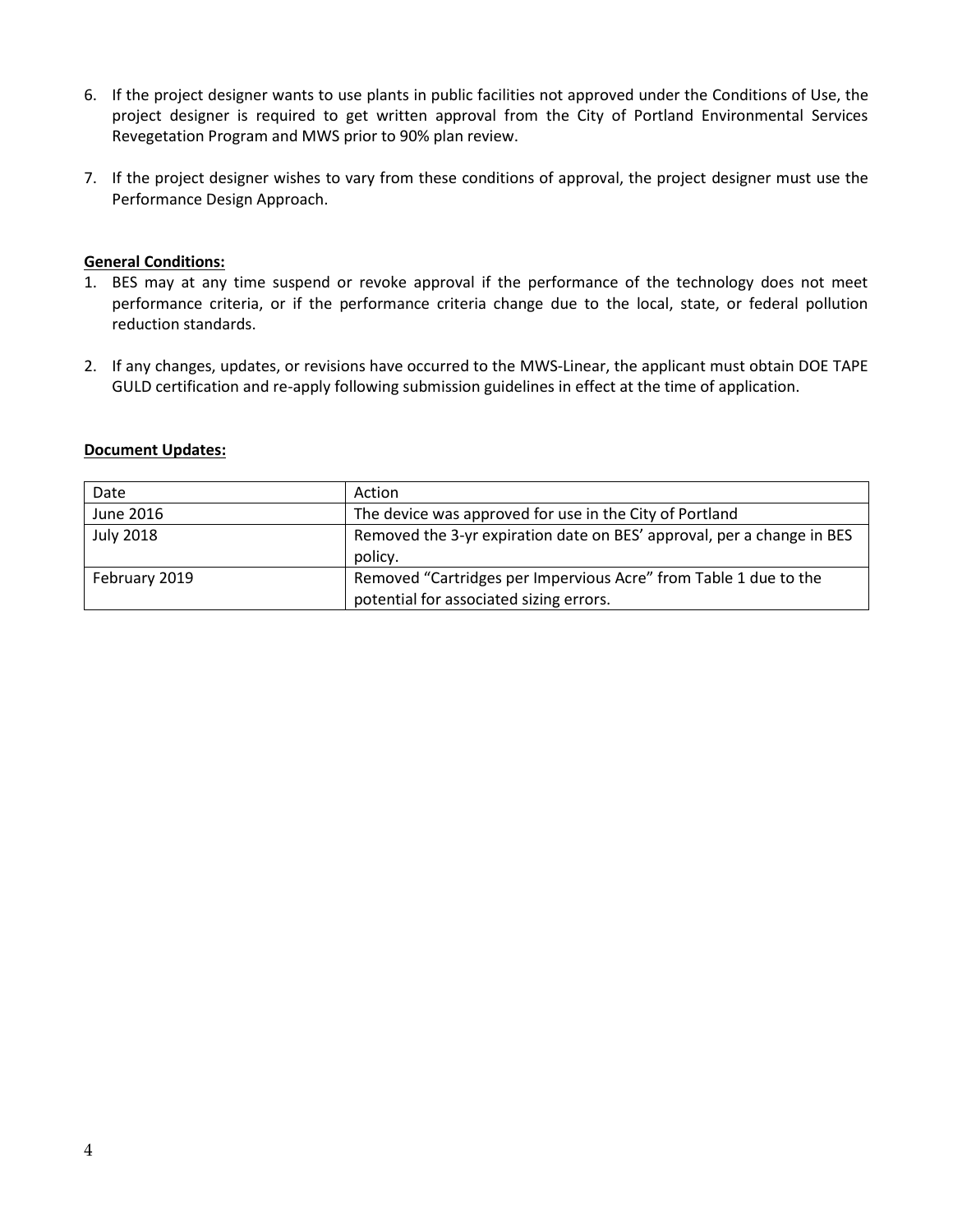6. If the project designer wants to use plants in public facilities not approved under the Conditions of Use, the project designer is required to get written approval from the City of Portland Environmental Services Revegetation Program and MWS prior to 90% plan review.

7. If the project designer wishes to vary from these conditions of approval, the project designer must use the Performance Design Approach.

**General Conditions:**

1. BES may at any time suspend or revoke approval if the performance of the technology does not meet performance criteria, or if the performance criteria change due to the local, state, or federal pollution reduction standards.

2. If any changes, updates, or revisions have occurred to the MWS-Linear, the applicant must obtain DOE TAPE GULD certification and re-apply following submission guidelines in effect at the time of application.

**Document Updates:**

| Date | Action |
|---|---|
| June 2016 | The device was approved for use in the City of Portland |
| July 2018 | Removed the 3-yr expiration date on BES' approval, per a change in BES policy. |
| February 2019 | Removed "Cartridges per Impervious Acre" from Table 1 due to the potential for associated sizing errors. |